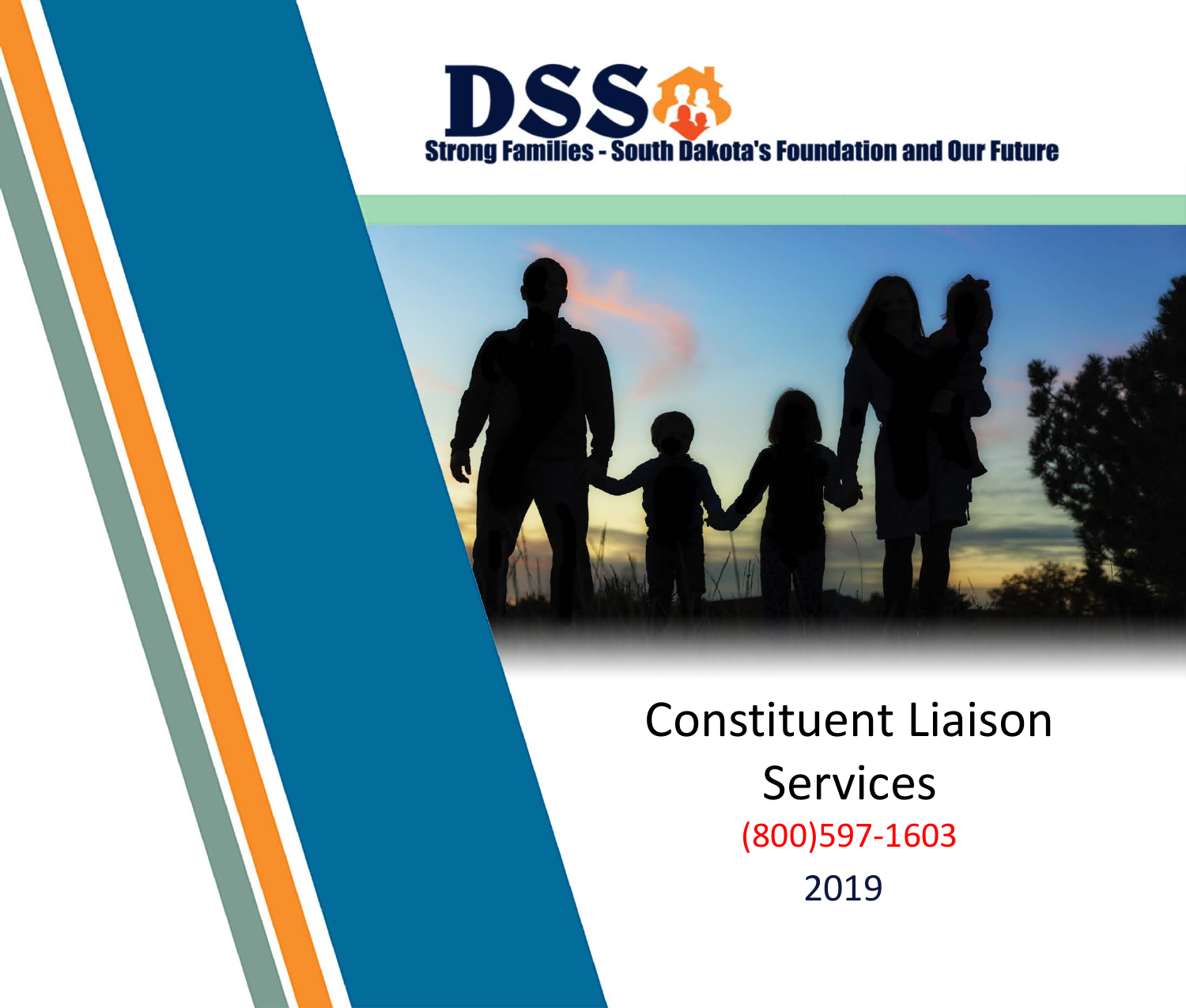DSS

Strong Families - South Dakota's Foundation and Our Future

# Constituent Liaison Services

(800)597-1603

2019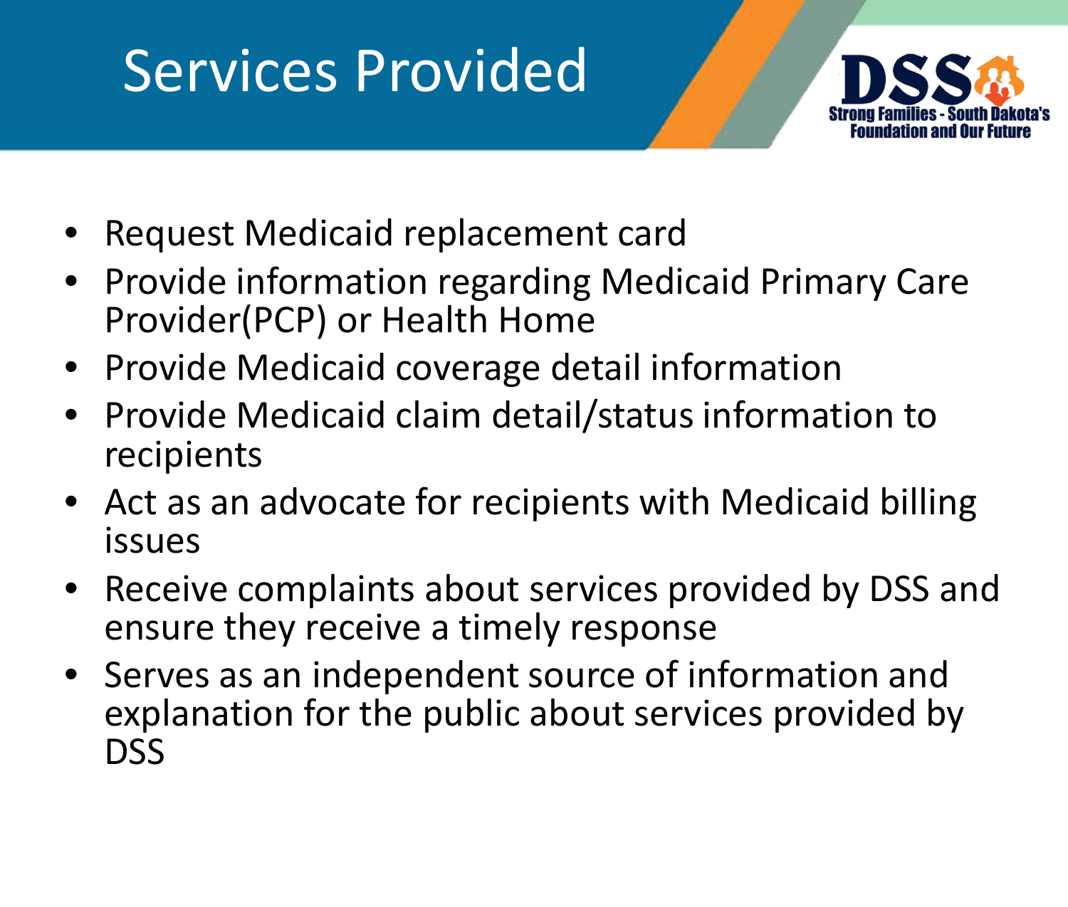# Services Provided

- Request Medicaid replacement card
- Provide information regarding Medicaid Primary Care Provider(PCP) or Health Home
- Provide Medicaid coverage detail information
- Provide Medicaid claim detail/status information to recipients
- Act as an advocate for recipients with Medicaid billing issues
- Receive complaints about services provided by DSS and ensure they receive a timely response
- Serves as an independent source of information and explanation for the public about services provided by DSS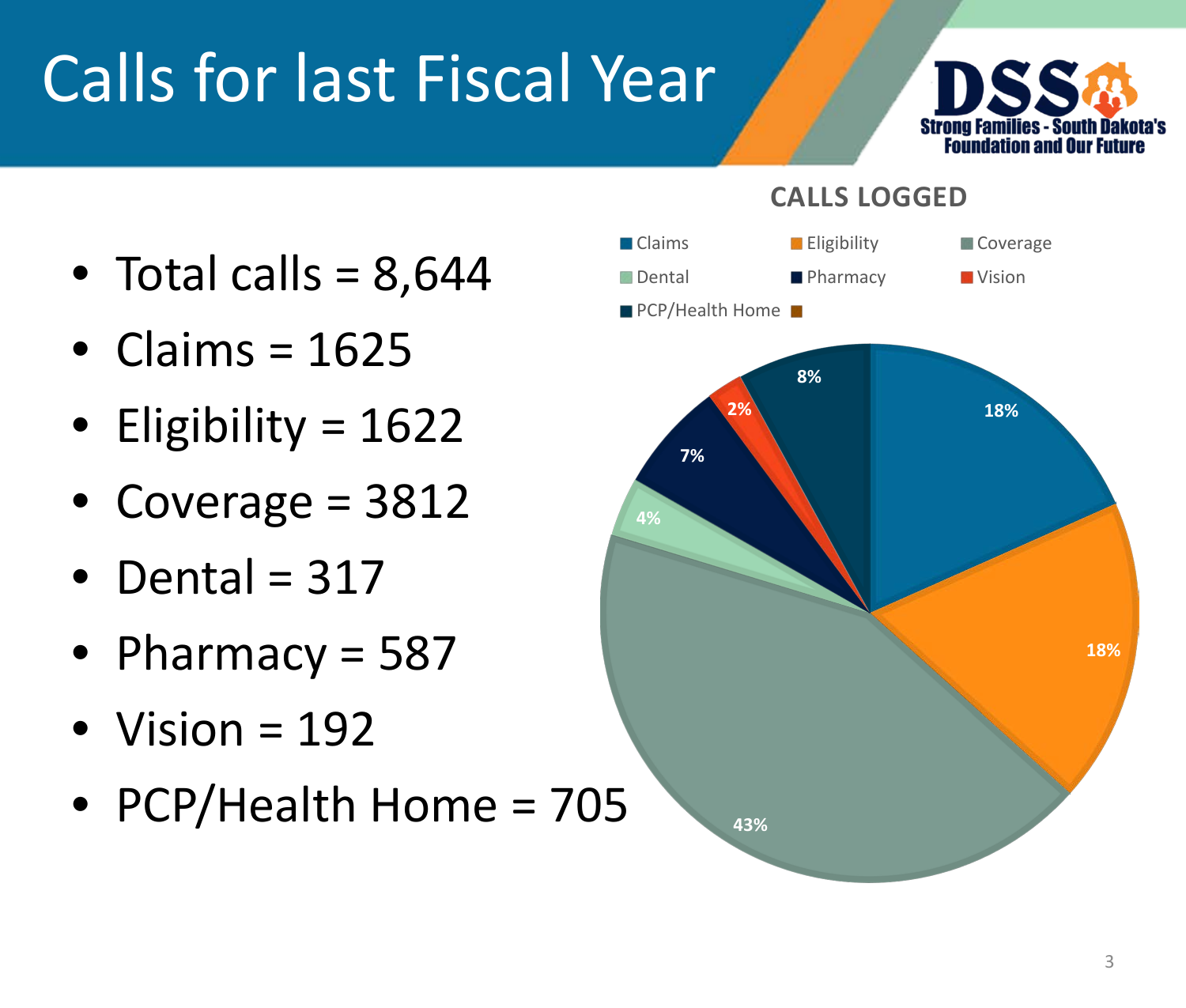# Calls for last Fiscal Year

- Total calls = 8,644
- Claims = 1625
- Eligibility = 1622
- Coverage = 3812
- Dental = 317
- Pharmacy = 587
- Vision = 192
- PCP/Health Home = 705

**CALLS LOGGED**

| Category | Percentage |
|---|---|
| Claims | 18% |
| Eligibility | 18% |
| Coverage | 43% |
| Dental | 4% |
| Pharmacy | 7% |
| Vision | 2% |
| PCP/Health Home | 8% |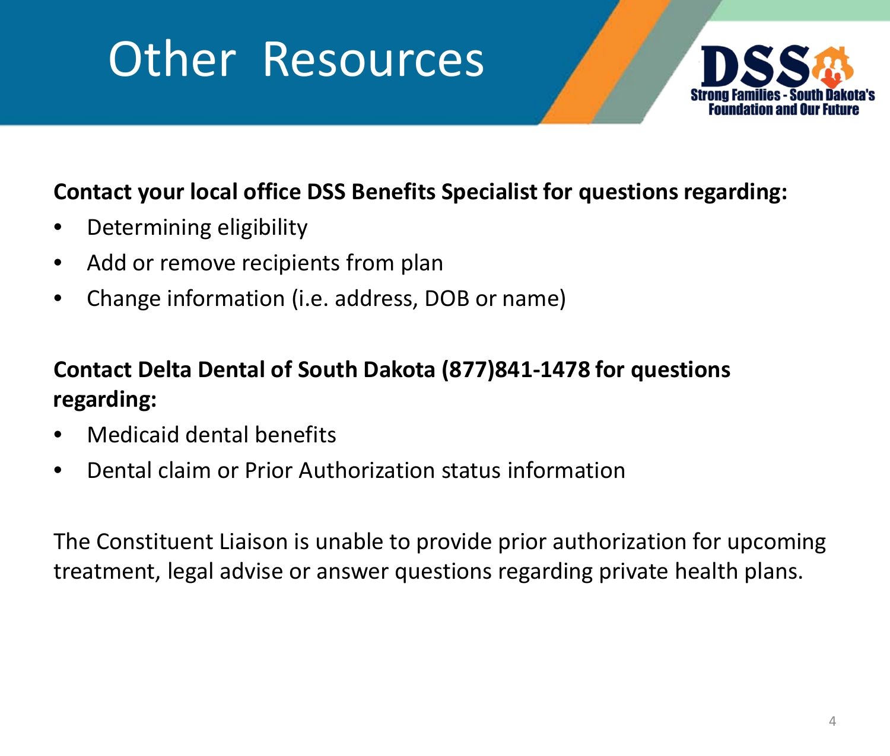# Other Resources

**Contact your local office DSS Benefits Specialist for questions regarding:**

- Determining eligibility
- Add or remove recipients from plan
- Change information (i.e. address, DOB or name)

**Contact Delta Dental of South Dakota (877)841-1478 for questions regarding:**

- Medicaid dental benefits
- Dental claim or Prior Authorization status information

The Constituent Liaison is unable to provide prior authorization for upcoming treatment, legal advise or answer questions regarding private health plans.